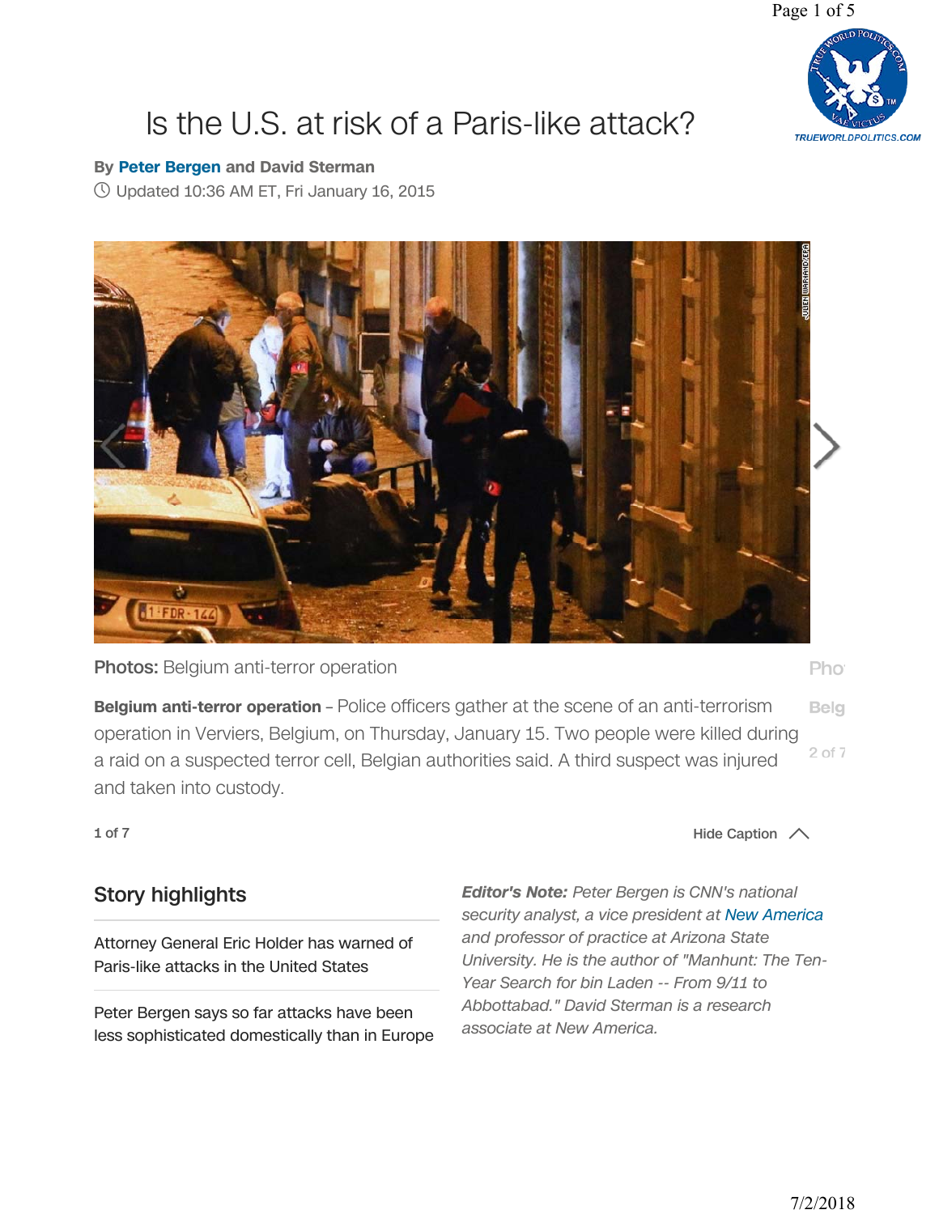# Is the U.S. at risk of a Paris-like attack?

By **Peter Bergen** and David Sterman

Updated 10:36 AM ET, Fri January 16, 2015

**Photos:** Belgium anti-terror operation

**Belgium anti-terror operation** – Police officers gather at the scene of an anti-terrorism operation in Verviers, Belgium, on Thursday, January 15. Two people were killed during a raid on a suspected terror cell, Belgian authorities said. A third suspect was injured and taken into custody.

1 of 7

Hide Caption

## Story highlights

- Attorney General Eric Holder has warned of Paris-like attacks in the United States
- Peter Bergen says so far attacks have been less sophisticated domestically than in Europe

***Editor's Note:*** *Peter Bergen is CNN's national security analyst, a vice president at New America and professor of practice at Arizona State University. He is the author of "Manhunt: The Ten-Year Search for bin Laden -- From 9/11 to Abbottabad." David Sterman is a research associate at New America.*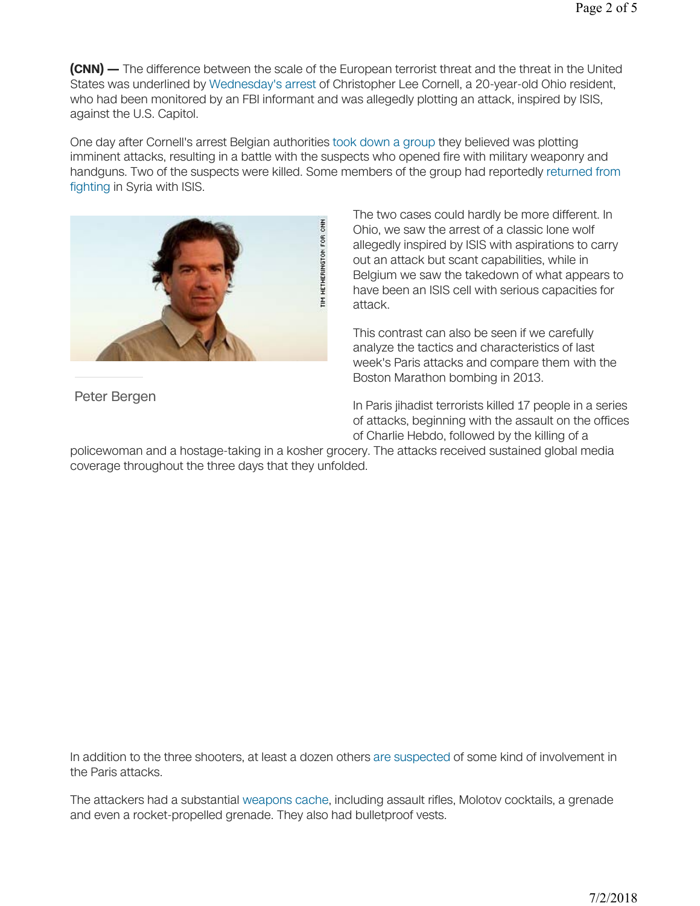**(CNN) —** The difference between the scale of the European terrorist threat and the threat in the United States was underlined by Wednesday's arrest of Christopher Lee Cornell, a 20-year-old Ohio resident, who had been monitored by an FBI informant and was allegedly plotting an attack, inspired by ISIS, against the U.S. Capitol.

One day after Cornell's arrest Belgian authorities took down a group they believed was plotting imminent attacks, resulting in a battle with the suspects who opened fire with military weaponry and handguns. Two of the suspects were killed. Some members of the group had reportedly returned from fighting in Syria with ISIS.

Peter Bergen

The two cases could hardly be more different. In Ohio, we saw the arrest of a classic lone wolf allegedly inspired by ISIS with aspirations to carry out an attack but scant capabilities, while in Belgium we saw the takedown of what appears to have been an ISIS cell with serious capacities for attack.

This contrast can also be seen if we carefully analyze the tactics and characteristics of last week's Paris attacks and compare them with the Boston Marathon bombing in 2013.

In Paris jihadist terrorists killed 17 people in a series of attacks, beginning with the assault on the offices of Charlie Hebdo, followed by the killing of a policewoman and a hostage-taking in a kosher grocery. The attacks received sustained global media coverage throughout the three days that they unfolded.

In addition to the three shooters, at least a dozen others are suspected of some kind of involvement in the Paris attacks.

The attackers had a substantial weapons cache, including assault rifles, Molotov cocktails, a grenade and even a rocket-propelled grenade. They also had bulletproof vests.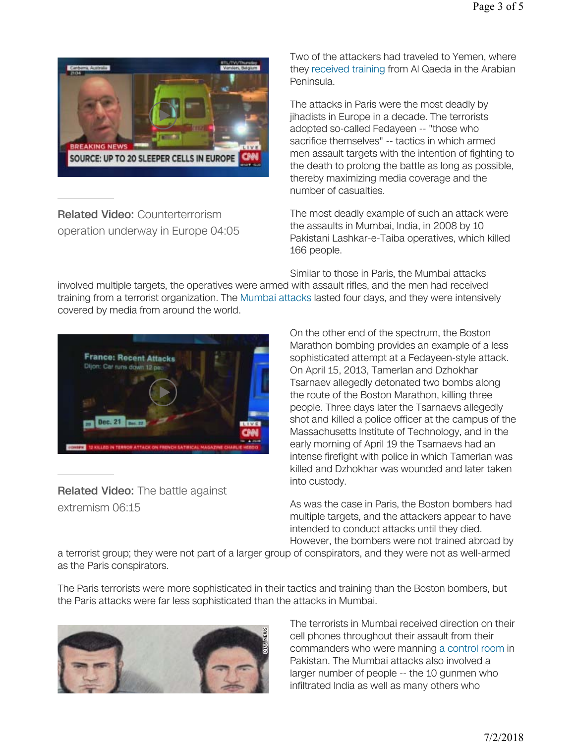Related Video: Counterterrorism operation underway in Europe 04:05

Two of the attackers had traveled to Yemen, where they received training from Al Qaeda in the Arabian Peninsula.

The attacks in Paris were the most deadly by jihadists in Europe in a decade. The terrorists adopted so-called Fedayeen -- "those who sacrifice themselves" -- tactics in which armed men assault targets with the intention of fighting to the death to prolong the battle as long as possible, thereby maximizing media coverage and the number of casualties.

The most deadly example of such an attack were the assaults in Mumbai, India, in 2008 by 10 Pakistani Lashkar-e-Taiba operatives, which killed 166 people.

Similar to those in Paris, the Mumbai attacks involved multiple targets, the operatives were armed with assault rifles, and the men had received training from a terrorist organization. The Mumbai attacks lasted four days, and they were intensively covered by media from around the world.

Related Video: The battle against extremism 06:15

On the other end of the spectrum, the Boston Marathon bombing provides an example of a less sophisticated attempt at a Fedayeen-style attack. On April 15, 2013, Tamerlan and Dzhokhar Tsarnaev allegedly detonated two bombs along the route of the Boston Marathon, killing three people. Three days later the Tsarnaevs allegedly shot and killed a police officer at the campus of the Massachusetts Institute of Technology, and in the early morning of April 19 the Tsarnaevs had an intense firefight with police in which Tamerlan was killed and Dzhokhar was wounded and later taken into custody.

As was the case in Paris, the Boston bombers had multiple targets, and the attackers appear to have intended to conduct attacks until they died. However, the bombers were not trained abroad by a terrorist group; they were not part of a larger group of conspirators, and they were not as well-armed as the Paris conspirators.

The Paris terrorists were more sophisticated in their tactics and training than the Boston bombers, but the Paris attacks were far less sophisticated than the attacks in Mumbai.

The terrorists in Mumbai received direction on their cell phones throughout their assault from their commanders who were manning a control room in Pakistan. The Mumbai attacks also involved a larger number of people -- the 10 gunmen who infiltrated India as well as many others who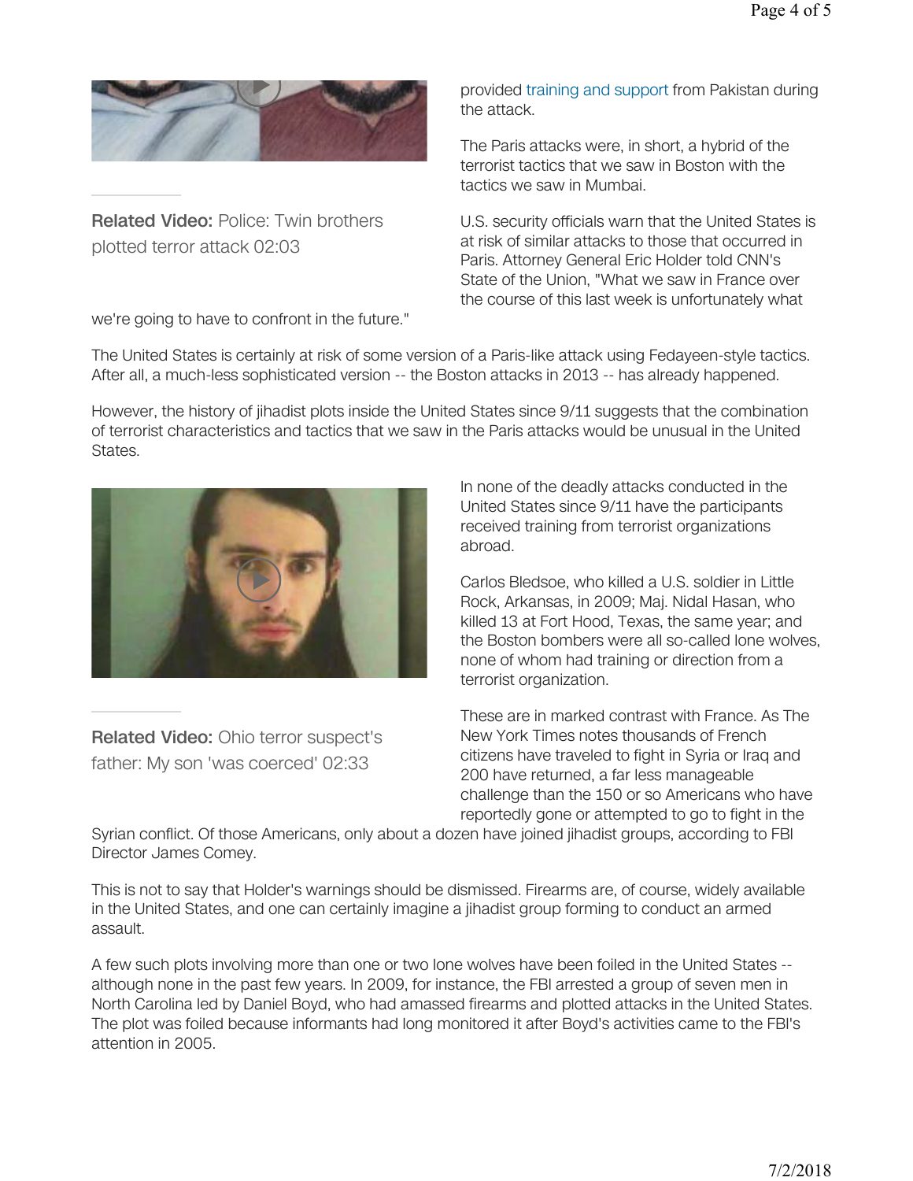**Related Video:** Police: Twin brothers plotted terror attack 02:03

provided training and support from Pakistan during the attack.

The Paris attacks were, in short, a hybrid of the terrorist tactics that we saw in Boston with the tactics we saw in Mumbai.

U.S. security officials warn that the United States is at risk of similar attacks to those that occurred in Paris. Attorney General Eric Holder told CNN's State of the Union, "What we saw in France over the course of this last week is unfortunately what we're going to have to confront in the future."

The United States is certainly at risk of some version of a Paris-like attack using Fedayeen-style tactics. After all, a much-less sophisticated version -- the Boston attacks in 2013 -- has already happened.

However, the history of jihadist plots inside the United States since 9/11 suggests that the combination of terrorist characteristics and tactics that we saw in the Paris attacks would be unusual in the United States.

**Related Video:** Ohio terror suspect's father: My son 'was coerced' 02:33

In none of the deadly attacks conducted in the United States since 9/11 have the participants received training from terrorist organizations abroad.

Carlos Bledsoe, who killed a U.S. soldier in Little Rock, Arkansas, in 2009; Maj. Nidal Hasan, who killed 13 at Fort Hood, Texas, the same year; and the Boston bombers were all so-called lone wolves, none of whom had training or direction from a terrorist organization.

These are in marked contrast with France. As The New York Times notes thousands of French citizens have traveled to fight in Syria or Iraq and 200 have returned, a far less manageable challenge than the 150 or so Americans who have reportedly gone or attempted to go to fight in the Syrian conflict. Of those Americans, only about a dozen have joined jihadist groups, according to FBI Director James Comey.

This is not to say that Holder's warnings should be dismissed. Firearms are, of course, widely available in the United States, and one can certainly imagine a jihadist group forming to conduct an armed assault.

A few such plots involving more than one or two lone wolves have been foiled in the United States -- although none in the past few years. In 2009, for instance, the FBI arrested a group of seven men in North Carolina led by Daniel Boyd, who had amassed firearms and plotted attacks in the United States. The plot was foiled because informants had long monitored it after Boyd's activities came to the FBI's attention in 2005.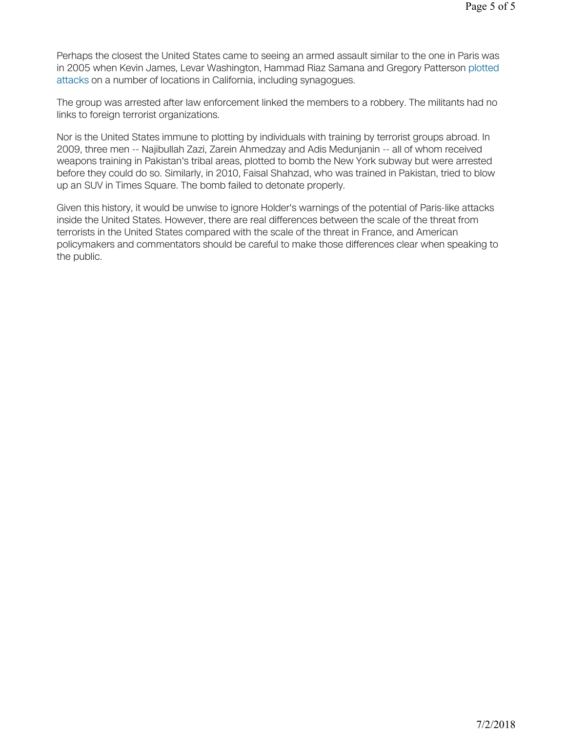Perhaps the closest the United States came to seeing an armed assault similar to the one in Paris was in 2005 when Kevin James, Levar Washington, Hammad Riaz Samana and Gregory Patterson plotted attacks on a number of locations in California, including synagogues.

The group was arrested after law enforcement linked the members to a robbery. The militants had no links to foreign terrorist organizations.

Nor is the United States immune to plotting by individuals with training by terrorist groups abroad. In 2009, three men -- Najibullah Zazi, Zarein Ahmedzay and Adis Medunjanin -- all of whom received weapons training in Pakistan's tribal areas, plotted to bomb the New York subway but were arrested before they could do so. Similarly, in 2010, Faisal Shahzad, who was trained in Pakistan, tried to blow up an SUV in Times Square. The bomb failed to detonate properly.

Given this history, it would be unwise to ignore Holder's warnings of the potential of Paris-like attacks inside the United States. However, there are real differences between the scale of the threat from terrorists in the United States compared with the scale of the threat in France, and American policymakers and commentators should be careful to make those differences clear when speaking to the public.